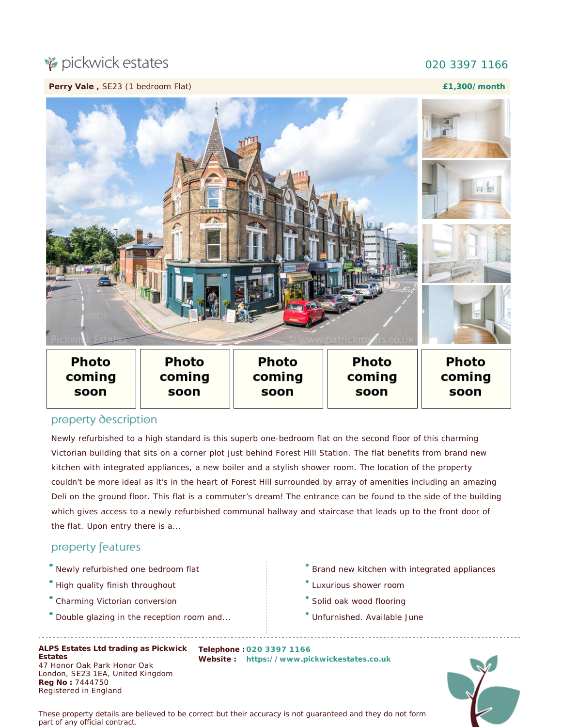pickwick estates

020 3397 1166

**Perry Vale ,** SE23 (1 bedroom Flat) **£1,300/month**

Photo coming soon

Photo coming soon

Photo coming soon

Photo coming soon

Photo coming soon

## property description

Newly refurbished to a high standard is this superb one-bedroom flat on the second floor of this charming Victorian building that sits on a corner plot just behind Forest Hill Station. The flat benefits from brand new kitchen with integrated appliances, a new boiler and a stylish shower room. The location of the property couldn't be more ideal as it's in the heart of Forest Hill surrounded by array of amenities including an amazing Deli on the ground floor. This flat is a commuter's dream! The entrance can be found to the side of the building which gives access to a newly refurbished communal hallway and staircase that leads up to the front door of the flat. Upon entry there is a...

## property features

- Newly refurbished one bedroom flat
- High quality finish throughout
- Charming Victorian conversion
- Double glazing in the reception room and...
- Brand new kitchen with integrated appliances
- Luxurious shower room
- Solid oak wood flooring
- Unfurnished. Available June

**ALPS Estates Ltd trading as Pickwick Estates**
47 Honor Oak Park Honor Oak
London, SE23 1EA, United Kingdom
**Reg No :** 7444750
Registered in England

**Telephone :** 020 3397 1166
**Website :** https://www.pickwickestates.co.uk

These property details are believed to be correct but their accuracy is not guaranteed and they do not form part of any official contract.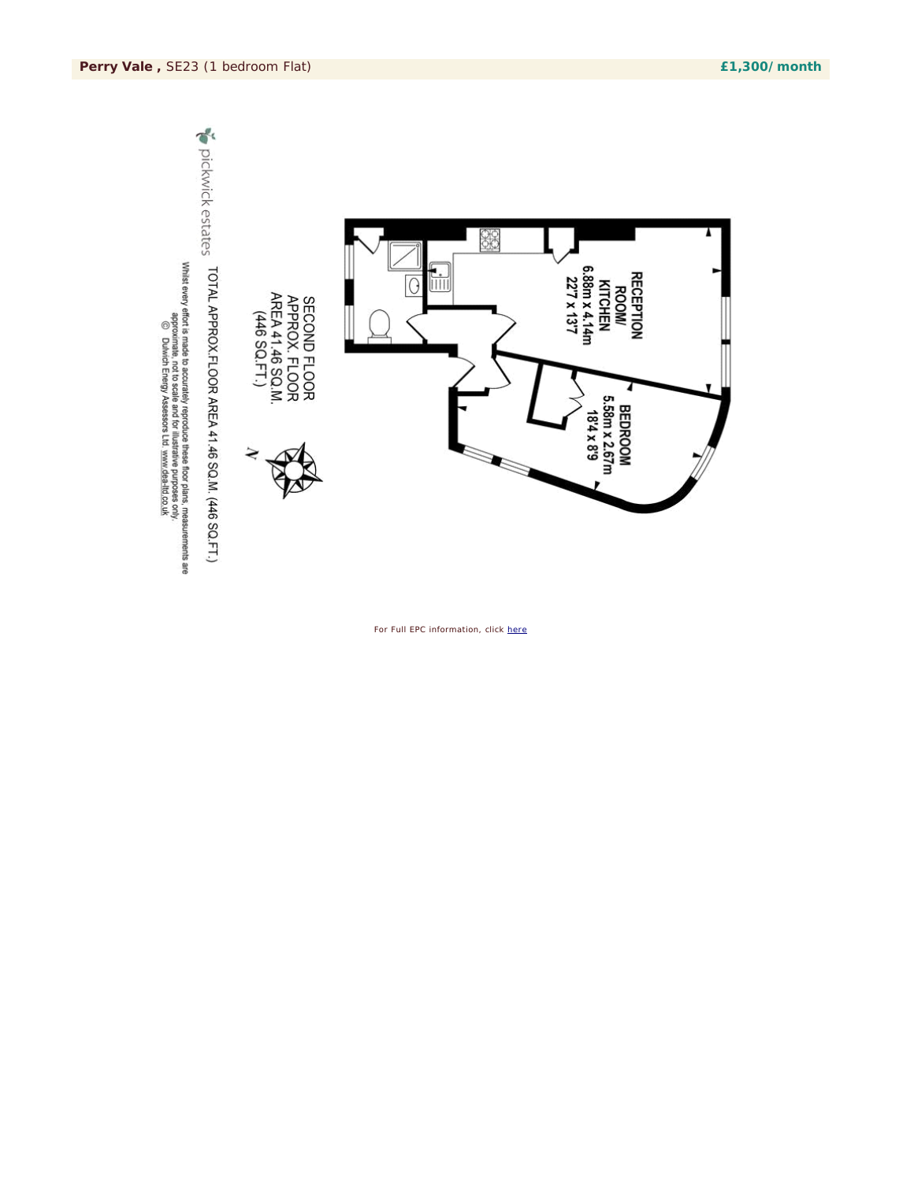**Perry Vale ,** SE23 (1 bedroom Flat) **£1,300/ month**

RECEPTION ROOM/ KITCHEN
6.88m x 4.14m
22'7 x 13'7

BEDROOM
5.58m x 2.67m
18'4 x 8'9

SECOND FLOOR
APPROX. FLOOR
AREA 41.46 SQ.M.
(446 SQ.FT.)

N

pickwick estates

TOTAL APPROX.FLOOR AREA 41.46 SQ.M. (446 SQ.FT.)

Whilst every effort is made to accurately reproduce these floor plans, measurements are approximate, not to scale and for illustrative purposes only.
© Dulwich Energy Assessors Ltd. www.dea-ltd.co.uk

For Full EPC information, click here